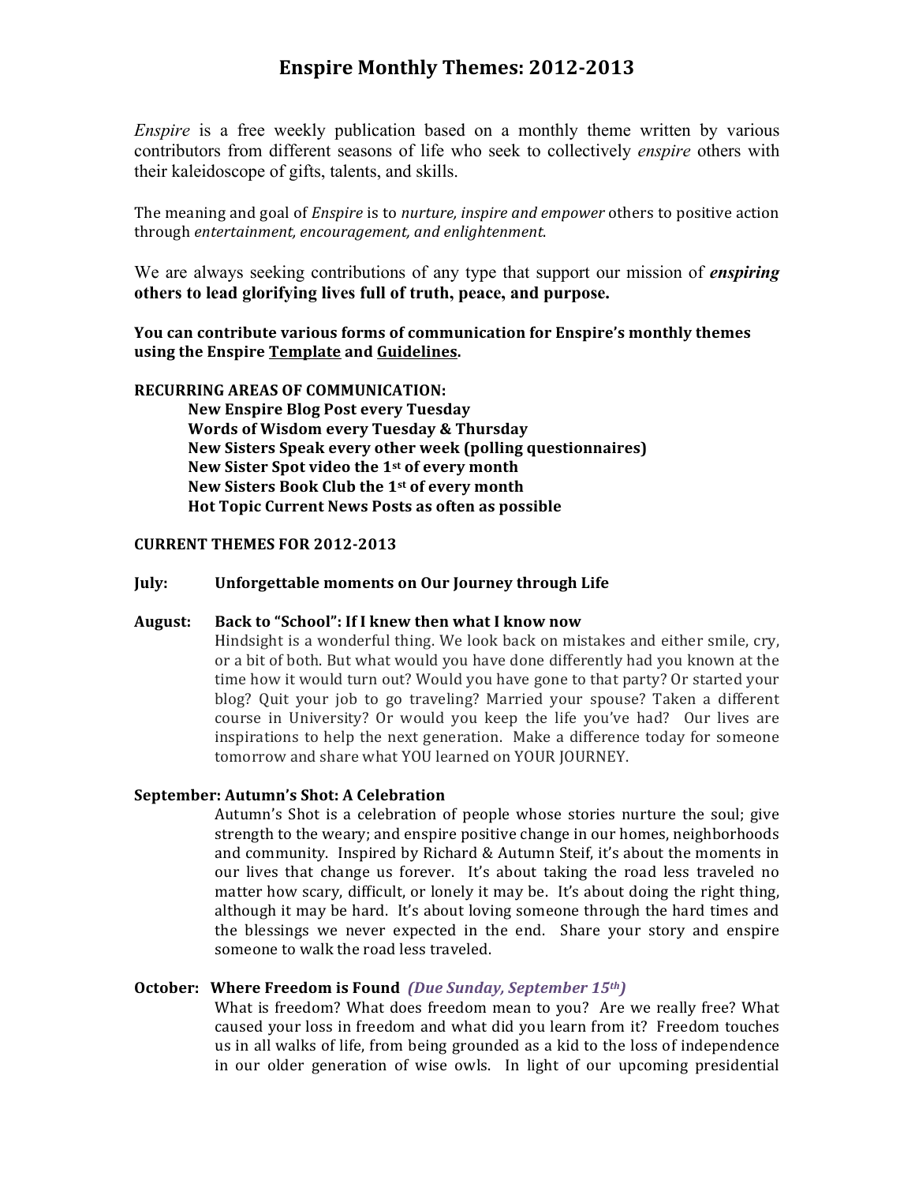# Enspire Monthly Themes: 2012-2013

*Enspire* is a free weekly publication based on a monthly theme written by various contributors from different seasons of life who seek to collectively *enspire* others with their kaleidoscope of gifts, talents, and skills.

The meaning and goal of *Enspire* is to *nurture, inspire and empower* others to positive action through *entertainment, encouragement, and enlightenment*.

We are always seeking contributions of any type that support our mission of ***enspiring*** **others to lead glorifying lives full of truth, peace, and purpose.**

**You can contribute various forms of communication for Enspire's monthly themes using the Enspire Template and Guidelines.**

**RECURRING AREAS OF COMMUNICATION:**

- **New Enspire Blog Post every Tuesday**
- **Words of Wisdom every Tuesday & Thursday**
- **New Sisters Speak every other week (polling questionnaires)**
- **New Sister Spot video the 1st of every month**
- **New Sisters Book Club the 1st of every month**
- **Hot Topic Current News Posts as often as possible**

**CURRENT THEMES FOR 2012-2013**

**July: Unforgettable moments on Our Journey through Life**

**August: Back to "School": If I knew then what I know now**

Hindsight is a wonderful thing. We look back on mistakes and either smile, cry, or a bit of both. But what would you have done differently had you known at the time how it would turn out? Would you have gone to that party? Or started your blog? Quit your job to go traveling? Married your spouse? Taken a different course in University? Or would you keep the life you've had? Our lives are inspirations to help the next generation. Make a difference today for someone tomorrow and share what YOU learned on YOUR JOURNEY.

**September: Autumn's Shot: A Celebration**

Autumn's Shot is a celebration of people whose stories nurture the soul; give strength to the weary; and enspire positive change in our homes, neighborhoods and community. Inspired by Richard & Autumn Steif, it's about the moments in our lives that change us forever. It's about taking the road less traveled no matter how scary, difficult, or lonely it may be. It's about doing the right thing, although it may be hard. It's about loving someone through the hard times and the blessings we never expected in the end. Share your story and enspire someone to walk the road less traveled.

**October: Where Freedom is Found** ***(Due Sunday, September 15th)***

What is freedom? What does freedom mean to you? Are we really free? What caused your loss in freedom and what did you learn from it? Freedom touches us in all walks of life, from being grounded as a kid to the loss of independence in our older generation of wise owls. In light of our upcoming presidential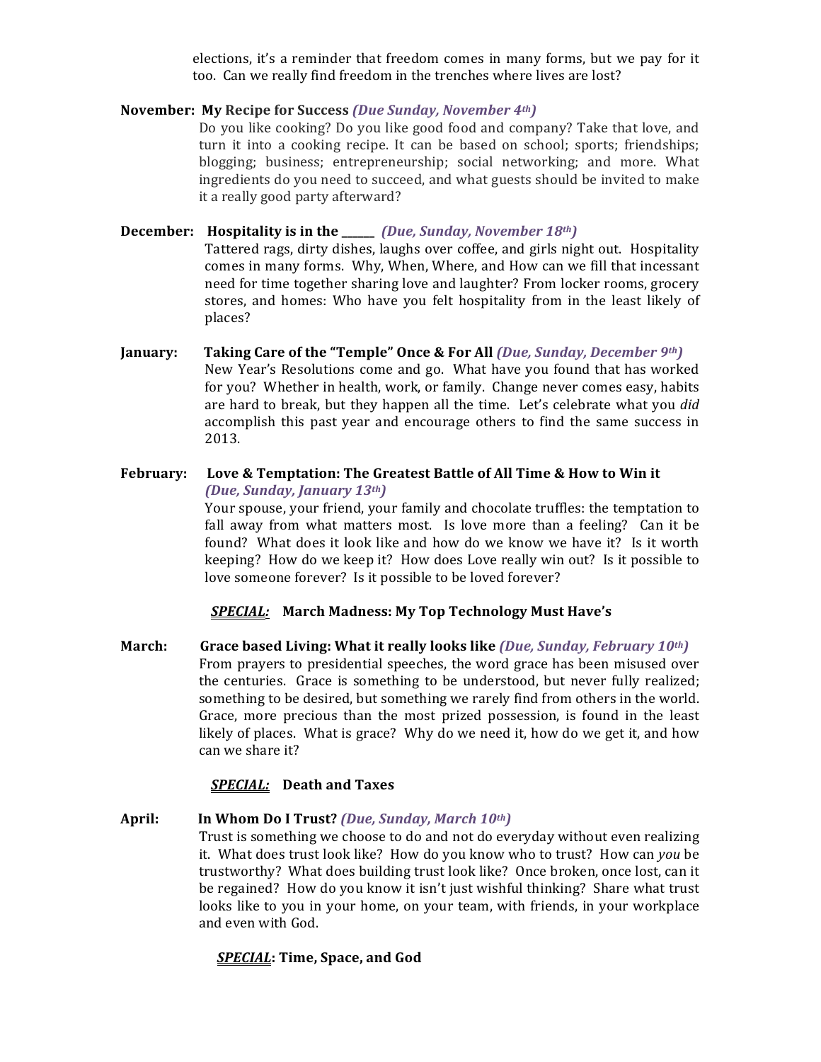elections, it's a reminder that freedom comes in many forms, but we pay for it too. Can we really find freedom in the trenches where lives are lost?

**November: My Recipe for Success** ***(Due Sunday, November 4th)***

Do you like cooking? Do you like good food and company? Take that love, and turn it into a cooking recipe. It can be based on school; sports; friendships; blogging; business; entrepreneurship; social networking; and more. What ingredients do you need to succeed, and what guests should be invited to make it a really good party afterward?

**December: Hospitality is in the \_\_\_\_\_\_** ***(Due, Sunday, November 18th)***

Tattered rags, dirty dishes, laughs over coffee, and girls night out. Hospitality comes in many forms. Why, When, Where, and How can we fill that incessant need for time together sharing love and laughter? From locker rooms, grocery stores, and homes: Who have you felt hospitality from in the least likely of places?

**January: Taking Care of the "Temple" Once & For All** ***(Due, Sunday, December 9th)***

New Year's Resolutions come and go. What have you found that has worked for you? Whether in health, work, or family. Change never comes easy, habits are hard to break, but they happen all the time. Let's celebrate what you *did* accomplish this past year and encourage others to find the same success in 2013.

**February: Love & Temptation: The Greatest Battle of All Time & How to Win it** ***(Due, Sunday, January 13th)***

Your spouse, your friend, your family and chocolate truffles: the temptation to fall away from what matters most. Is love more than a feeling? Can it be found? What does it look like and how do we know we have it? Is it worth keeping? How do we keep it? How does Love really win out? Is it possible to love someone forever? Is it possible to be loved forever?

***SPECIAL:*** **March Madness: My Top Technology Must Have's**

**March: Grace based Living: What it really looks like** ***(Due, Sunday, February 10th)***

From prayers to presidential speeches, the word grace has been misused over the centuries. Grace is something to be understood, but never fully realized; something to be desired, but something we rarely find from others in the world. Grace, more precious than the most prized possession, is found in the least likely of places. What is grace? Why do we need it, how do we get it, and how can we share it?

***SPECIAL:*** **Death and Taxes**

**April: In Whom Do I Trust?** ***(Due, Sunday, March 10th)***

Trust is something we choose to do and not do everyday without even realizing it. What does trust look like? How do you know who to trust? How can *you* be trustworthy? What does building trust look like? Once broken, once lost, can it be regained? How do you know it isn't just wishful thinking? Share what trust looks like to you in your home, on your team, with friends, in your workplace and even with God.

***SPECIAL*: Time, Space, and God**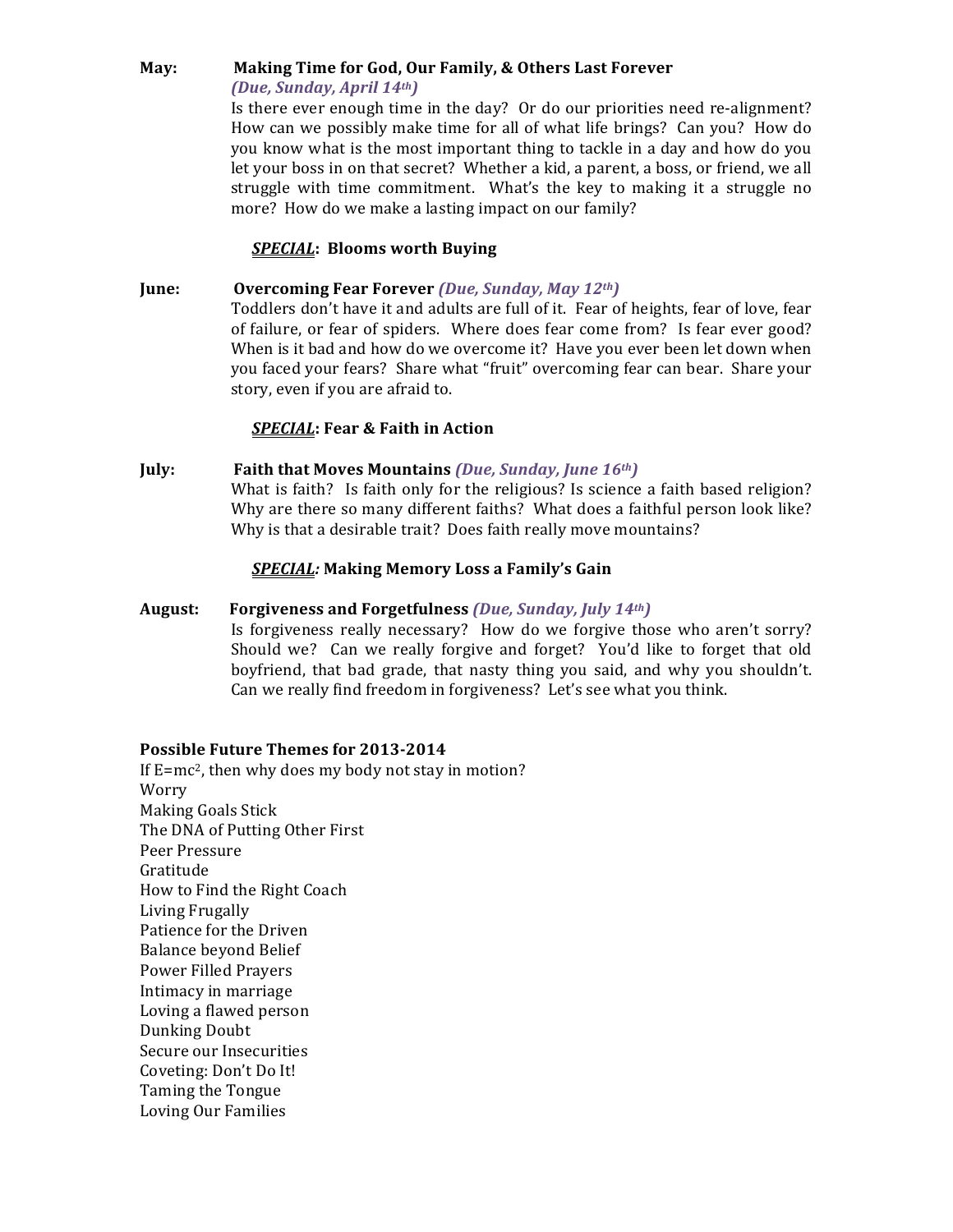**May:** **Making Time for God, Our Family, & Others Last Forever**
*(Due, Sunday, April 14th)*

Is there ever enough time in the day? Or do our priorities need re-alignment? How can we possibly make time for all of what life brings? Can you? How do you know what is the most important thing to tackle in a day and how do you let your boss in on that secret? Whether a kid, a parent, a boss, or friend, we all struggle with time commitment. What's the key to making it a struggle no more? How do we make a lasting impact on our family?

***SPECIAL*: Blooms worth Buying**

**June:** **Overcoming Fear Forever** *(Due, Sunday, May 12th)*

Toddlers don't have it and adults are full of it. Fear of heights, fear of love, fear of failure, or fear of spiders. Where does fear come from? Is fear ever good? When is it bad and how do we overcome it? Have you ever been let down when you faced your fears? Share what "fruit" overcoming fear can bear. Share your story, even if you are afraid to.

***SPECIAL*: Fear & Faith in Action**

**July:** **Faith that Moves Mountains** *(Due, Sunday, June 16th)*

What is faith? Is faith only for the religious? Is science a faith based religion? Why are there so many different faiths? What does a faithful person look like? Why is that a desirable trait? Does faith really move mountains?

***SPECIAL:* Making Memory Loss a Family's Gain**

**August:** **Forgiveness and Forgetfulness** *(Due, Sunday, July 14th)*

Is forgiveness really necessary? How do we forgive those who aren't sorry? Should we? Can we really forgive and forget? You'd like to forget that old boyfriend, that bad grade, that nasty thing you said, and why you shouldn't. Can we really find freedom in forgiveness? Let's see what you think.

**Possible Future Themes for 2013-2014**

If $E=mc^2$, then why does my body not stay in motion?
Worry
Making Goals Stick
The DNA of Putting Other First
Peer Pressure
Gratitude
How to Find the Right Coach
Living Frugally
Patience for the Driven
Balance beyond Belief
Power Filled Prayers
Intimacy in marriage
Loving a flawed person
Dunking Doubt
Secure our Insecurities
Coveting: Don't Do It!
Taming the Tongue
Loving Our Families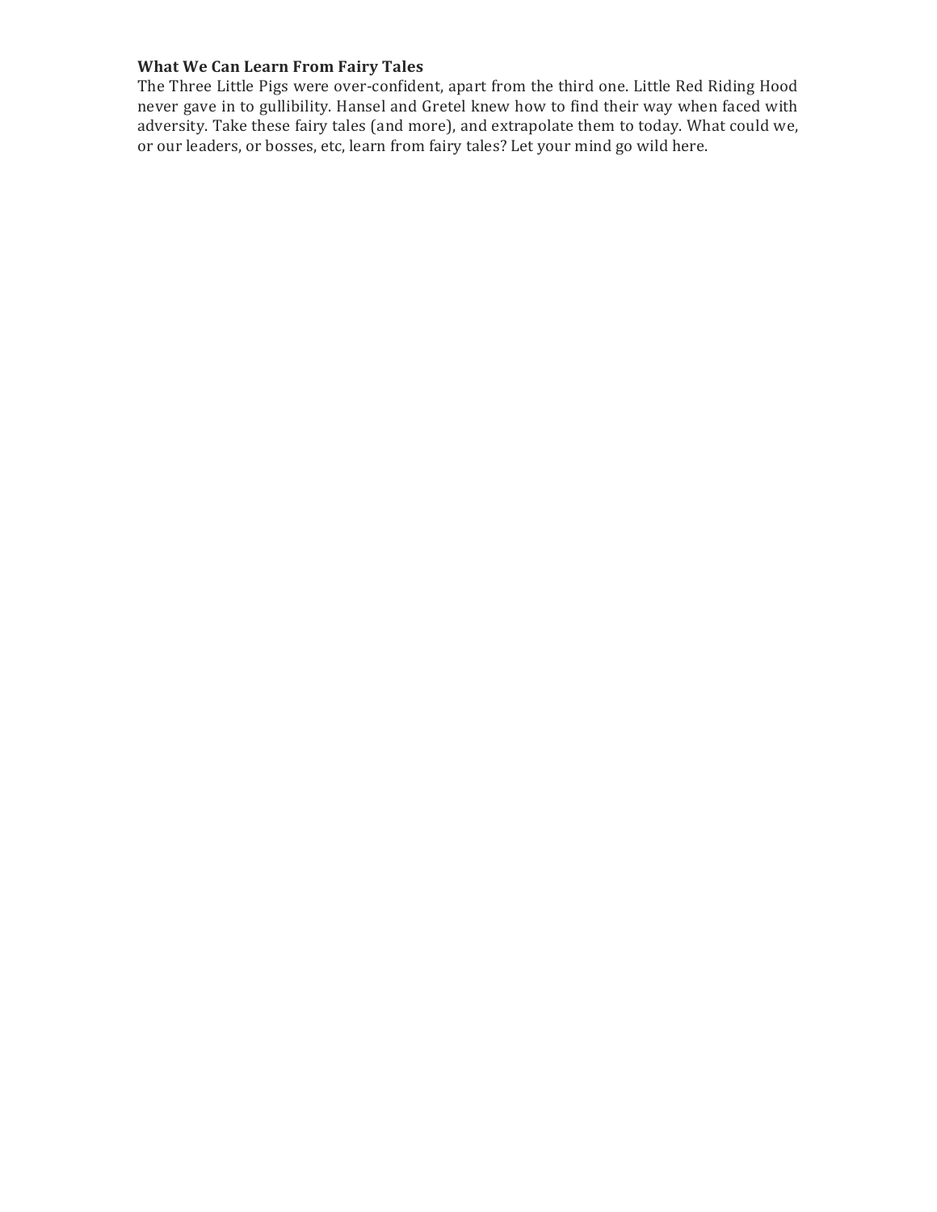**What We Can Learn From Fairy Tales**

The Three Little Pigs were over-confident, apart from the third one. Little Red Riding Hood never gave in to gullibility. Hansel and Gretel knew how to find their way when faced with adversity. Take these fairy tales (and more), and extrapolate them to today. What could we, or our leaders, or bosses, etc, learn from fairy tales? Let your mind go wild here.